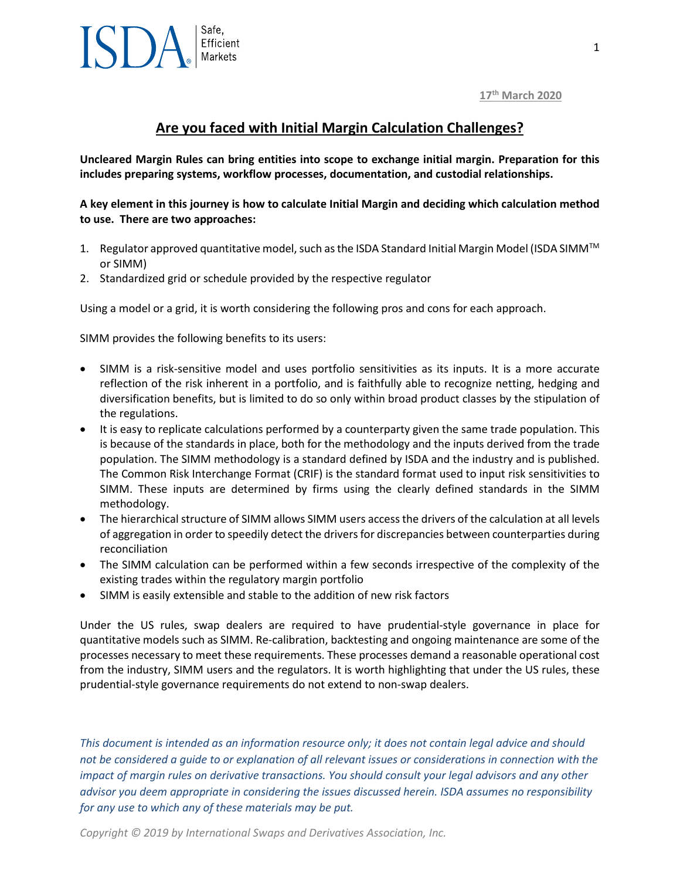17th March 2020

# Are you faced with Initial Margin Calculation Challenges?

**Uncleared Margin Rules can bring entities into scope to exchange initial margin. Preparation for this includes preparing systems, workflow processes, documentation, and custodial relationships.**

**A key element in this journey is how to calculate Initial Margin and deciding which calculation method to use. There are two approaches:**

1. Regulator approved quantitative model, such as the ISDA Standard Initial Margin Model (ISDA SIMM™ or SIMM)
2. Standardized grid or schedule provided by the respective regulator

Using a model or a grid, it is worth considering the following pros and cons for each approach.

SIMM provides the following benefits to its users:

- SIMM is a risk-sensitive model and uses portfolio sensitivities as its inputs. It is a more accurate reflection of the risk inherent in a portfolio, and is faithfully able to recognize netting, hedging and diversification benefits, but is limited to do so only within broad product classes by the stipulation of the regulations.
- It is easy to replicate calculations performed by a counterparty given the same trade population. This is because of the standards in place, both for the methodology and the inputs derived from the trade population. The SIMM methodology is a standard defined by ISDA and the industry and is published. The Common Risk Interchange Format (CRIF) is the standard format used to input risk sensitivities to SIMM. These inputs are determined by firms using the clearly defined standards in the SIMM methodology.
- The hierarchical structure of SIMM allows SIMM users access the drivers of the calculation at all levels of aggregation in order to speedily detect the drivers for discrepancies between counterparties during reconciliation
- The SIMM calculation can be performed within a few seconds irrespective of the complexity of the existing trades within the regulatory margin portfolio
- SIMM is easily extensible and stable to the addition of new risk factors

Under the US rules, swap dealers are required to have prudential-style governance in place for quantitative models such as SIMM. Re-calibration, backtesting and ongoing maintenance are some of the processes necessary to meet these requirements. These processes demand a reasonable operational cost from the industry, SIMM users and the regulators. It is worth highlighting that under the US rules, these prudential-style governance requirements do not extend to non-swap dealers.

*This document is intended as an information resource only; it does not contain legal advice and should not be considered a guide to or explanation of all relevant issues or considerations in connection with the impact of margin rules on derivative transactions. You should consult your legal advisors and any other advisor you deem appropriate in considering the issues discussed herein. ISDA assumes no responsibility for any use to which any of these materials may be put.*

*Copyright © 2019 by International Swaps and Derivatives Association, Inc.*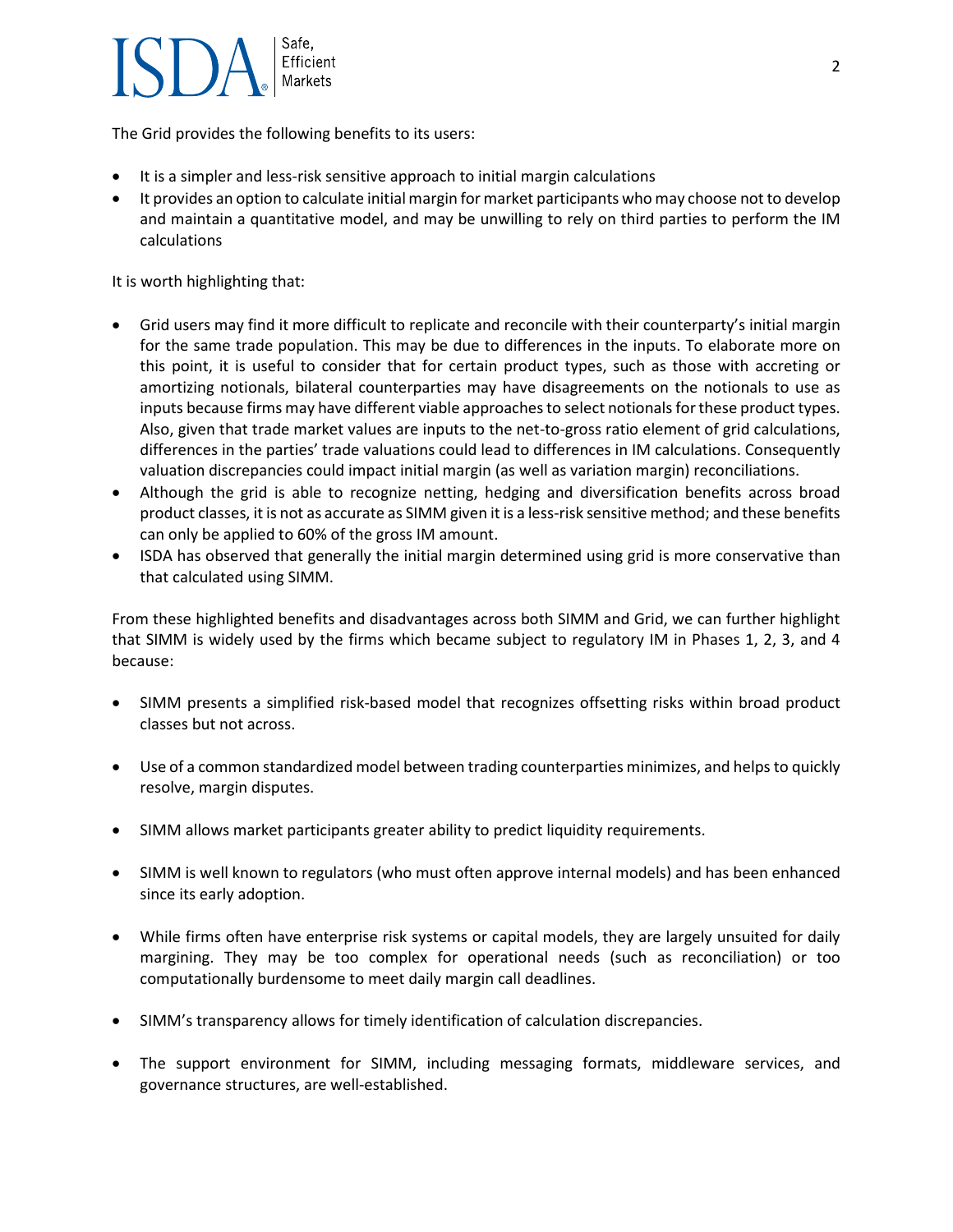The Grid provides the following benefits to its users:

- It is a simpler and less-risk sensitive approach to initial margin calculations
- It provides an option to calculate initial margin for market participants who may choose not to develop and maintain a quantitative model, and may be unwilling to rely on third parties to perform the IM calculations

It is worth highlighting that:

- Grid users may find it more difficult to replicate and reconcile with their counterparty's initial margin for the same trade population. This may be due to differences in the inputs. To elaborate more on this point, it is useful to consider that for certain product types, such as those with accreting or amortizing notionals, bilateral counterparties may have disagreements on the notionals to use as inputs because firms may have different viable approaches to select notionals for these product types. Also, given that trade market values are inputs to the net-to-gross ratio element of grid calculations, differences in the parties' trade valuations could lead to differences in IM calculations. Consequently valuation discrepancies could impact initial margin (as well as variation margin) reconciliations.
- Although the grid is able to recognize netting, hedging and diversification benefits across broad product classes, it is not as accurate as SIMM given it is a less-risk sensitive method; and these benefits can only be applied to 60% of the gross IM amount.
- ISDA has observed that generally the initial margin determined using grid is more conservative than that calculated using SIMM.

From these highlighted benefits and disadvantages across both SIMM and Grid, we can further highlight that SIMM is widely used by the firms which became subject to regulatory IM in Phases 1, 2, 3, and 4 because:

- SIMM presents a simplified risk-based model that recognizes offsetting risks within broad product classes but not across.
- Use of a common standardized model between trading counterparties minimizes, and helps to quickly resolve, margin disputes.
- SIMM allows market participants greater ability to predict liquidity requirements.
- SIMM is well known to regulators (who must often approve internal models) and has been enhanced since its early adoption.
- While firms often have enterprise risk systems or capital models, they are largely unsuited for daily margining. They may be too complex for operational needs (such as reconciliation) or too computationally burdensome to meet daily margin call deadlines.
- SIMM's transparency allows for timely identification of calculation discrepancies.
- The support environment for SIMM, including messaging formats, middleware services, and governance structures, are well-established.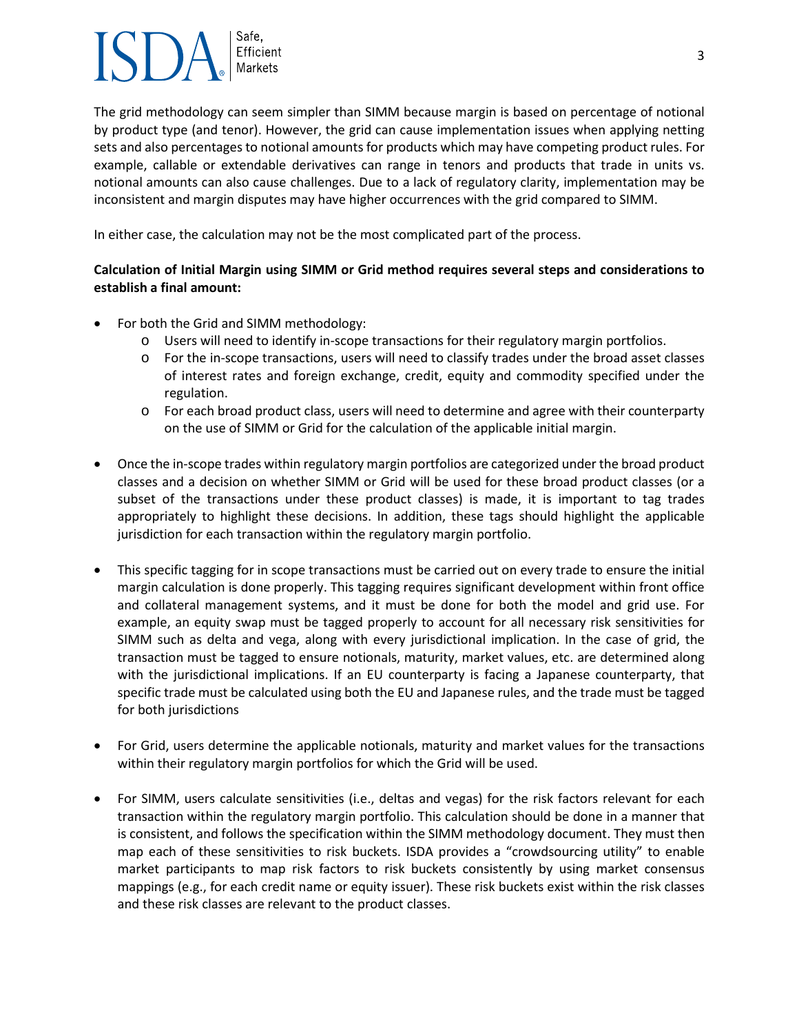The grid methodology can seem simpler than SIMM because margin is based on percentage of notional by product type (and tenor). However, the grid can cause implementation issues when applying netting sets and also percentages to notional amounts for products which may have competing product rules. For example, callable or extendable derivatives can range in tenors and products that trade in units vs. notional amounts can also cause challenges. Due to a lack of regulatory clarity, implementation may be inconsistent and margin disputes may have higher occurrences with the grid compared to SIMM.

In either case, the calculation may not be the most complicated part of the process.

**Calculation of Initial Margin using SIMM or Grid method requires several steps and considerations to establish a final amount:**

- For both the Grid and SIMM methodology:
  - Users will need to identify in-scope transactions for their regulatory margin portfolios.
  - For the in-scope transactions, users will need to classify trades under the broad asset classes of interest rates and foreign exchange, credit, equity and commodity specified under the regulation.
  - For each broad product class, users will need to determine and agree with their counterparty on the use of SIMM or Grid for the calculation of the applicable initial margin.

- Once the in-scope trades within regulatory margin portfolios are categorized under the broad product classes and a decision on whether SIMM or Grid will be used for these broad product classes (or a subset of the transactions under these product classes) is made, it is important to tag trades appropriately to highlight these decisions. In addition, these tags should highlight the applicable jurisdiction for each transaction within the regulatory margin portfolio.

- This specific tagging for in scope transactions must be carried out on every trade to ensure the initial margin calculation is done properly. This tagging requires significant development within front office and collateral management systems, and it must be done for both the model and grid use. For example, an equity swap must be tagged properly to account for all necessary risk sensitivities for SIMM such as delta and vega, along with every jurisdictional implication. In the case of grid, the transaction must be tagged to ensure notionals, maturity, market values, etc. are determined along with the jurisdictional implications. If an EU counterparty is facing a Japanese counterparty, that specific trade must be calculated using both the EU and Japanese rules, and the trade must be tagged for both jurisdictions

- For Grid, users determine the applicable notionals, maturity and market values for the transactions within their regulatory margin portfolios for which the Grid will be used.

- For SIMM, users calculate sensitivities (i.e., deltas and vegas) for the risk factors relevant for each transaction within the regulatory margin portfolio. This calculation should be done in a manner that is consistent, and follows the specification within the SIMM methodology document. They must then map each of these sensitivities to risk buckets. ISDA provides a "crowdsourcing utility" to enable market participants to map risk factors to risk buckets consistently by using market consensus mappings (e.g., for each credit name or equity issuer). These risk buckets exist within the risk classes and these risk classes are relevant to the product classes.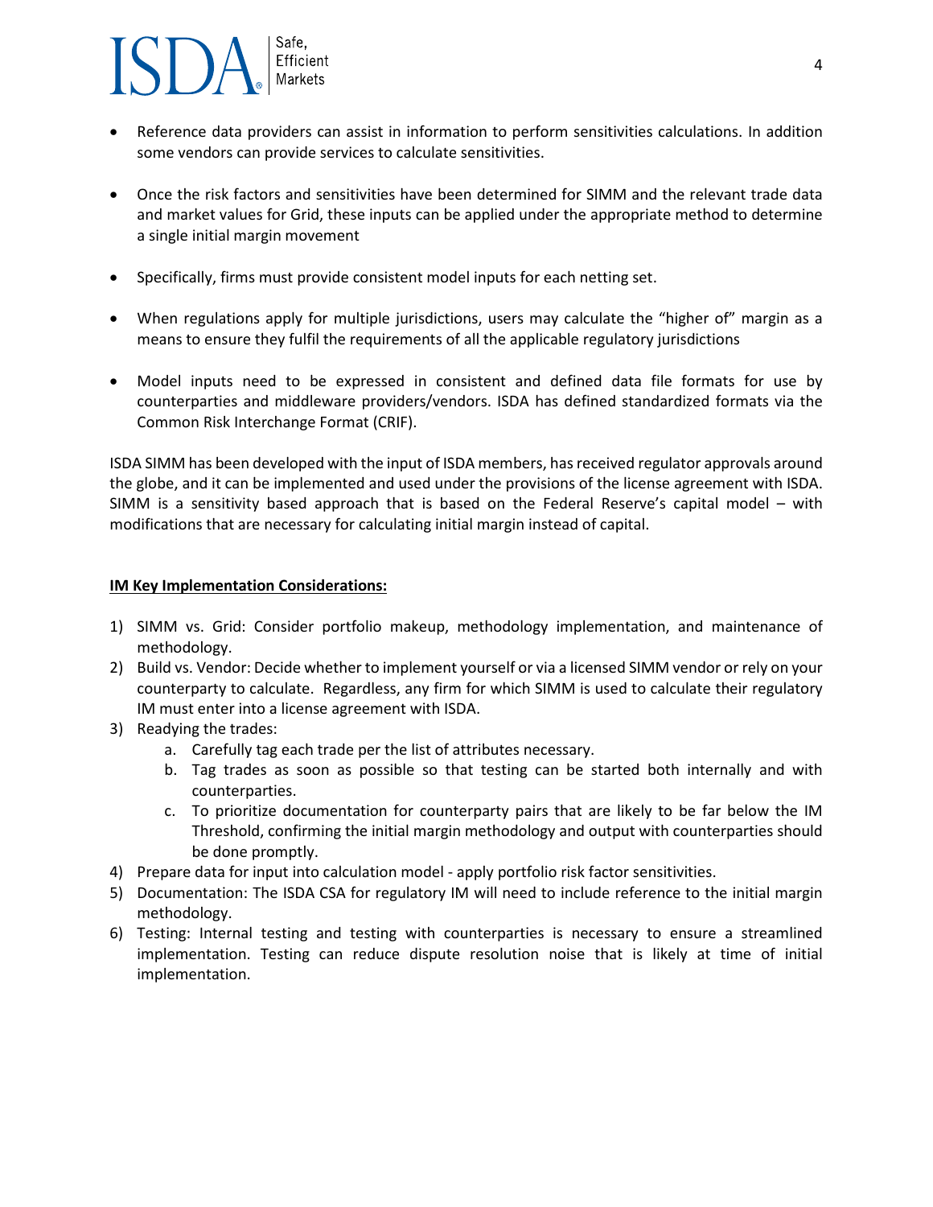- Reference data providers can assist in information to perform sensitivities calculations. In addition some vendors can provide services to calculate sensitivities.

- Once the risk factors and sensitivities have been determined for SIMM and the relevant trade data and market values for Grid, these inputs can be applied under the appropriate method to determine a single initial margin movement

- Specifically, firms must provide consistent model inputs for each netting set.

- When regulations apply for multiple jurisdictions, users may calculate the "higher of" margin as a means to ensure they fulfil the requirements of all the applicable regulatory jurisdictions

- Model inputs need to be expressed in consistent and defined data file formats for use by counterparties and middleware providers/vendors. ISDA has defined standardized formats via the Common Risk Interchange Format (CRIF).

ISDA SIMM has been developed with the input of ISDA members, has received regulator approvals around the globe, and it can be implemented and used under the provisions of the license agreement with ISDA. SIMM is a sensitivity based approach that is based on the Federal Reserve's capital model – with modifications that are necessary for calculating initial margin instead of capital.

**IM Key Implementation Considerations:**

1) SIMM vs. Grid: Consider portfolio makeup, methodology implementation, and maintenance of methodology.
2) Build vs. Vendor: Decide whether to implement yourself or via a licensed SIMM vendor or rely on your counterparty to calculate. Regardless, any firm for which SIMM is used to calculate their regulatory IM must enter into a license agreement with ISDA.
3) Readying the trades:
    a. Carefully tag each trade per the list of attributes necessary.
    b. Tag trades as soon as possible so that testing can be started both internally and with counterparties.
    c. To prioritize documentation for counterparty pairs that are likely to be far below the IM Threshold, confirming the initial margin methodology and output with counterparties should be done promptly.
4) Prepare data for input into calculation model - apply portfolio risk factor sensitivities.
5) Documentation: The ISDA CSA for regulatory IM will need to include reference to the initial margin methodology.
6) Testing: Internal testing and testing with counterparties is necessary to ensure a streamlined implementation. Testing can reduce dispute resolution noise that is likely at time of initial implementation.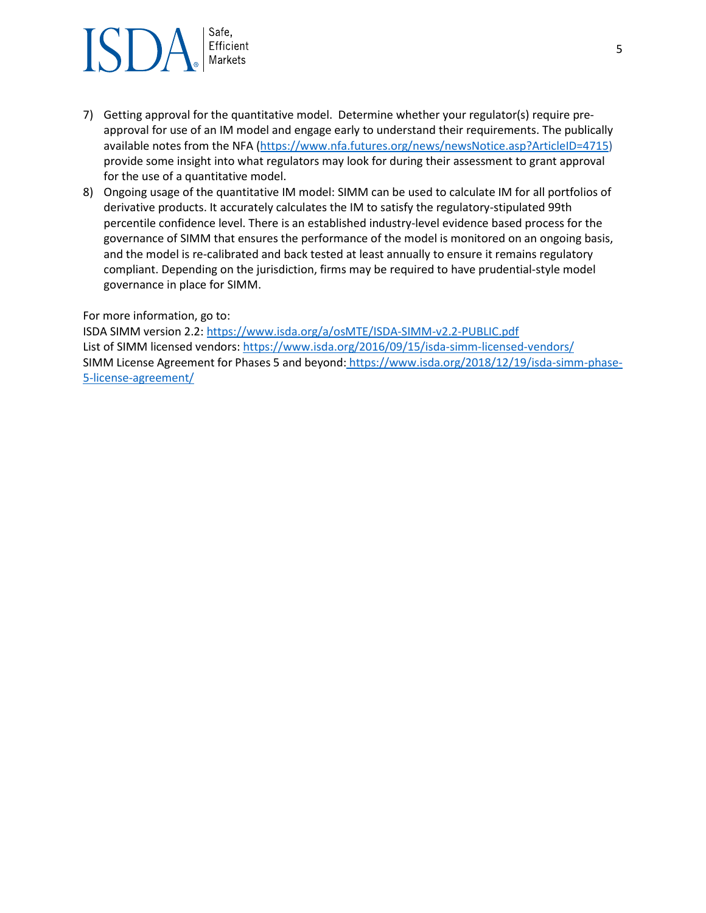7) Getting approval for the quantitative model. Determine whether your regulator(s) require pre-approval for use of an IM model and engage early to understand their requirements. The publically available notes from the NFA (https://www.nfa.futures.org/news/newsNotice.asp?ArticleID=4715) provide some insight into what regulators may look for during their assessment to grant approval for the use of a quantitative model.
8) Ongoing usage of the quantitative IM model: SIMM can be used to calculate IM for all portfolios of derivative products. It accurately calculates the IM to satisfy the regulatory-stipulated 99th percentile confidence level. There is an established industry-level evidence based process for the governance of SIMM that ensures the performance of the model is monitored on an ongoing basis, and the model is re-calibrated and back tested at least annually to ensure it remains regulatory compliant. Depending on the jurisdiction, firms may be required to have prudential-style model governance in place for SIMM.

For more information, go to:

ISDA SIMM version 2.2: https://www.isda.org/a/osMTE/ISDA-SIMM-v2.2-PUBLIC.pdf
List of SIMM licensed vendors: https://www.isda.org/2016/09/15/isda-simm-licensed-vendors/
SIMM License Agreement for Phases 5 and beyond: https://www.isda.org/2018/12/19/isda-simm-phase-5-license-agreement/